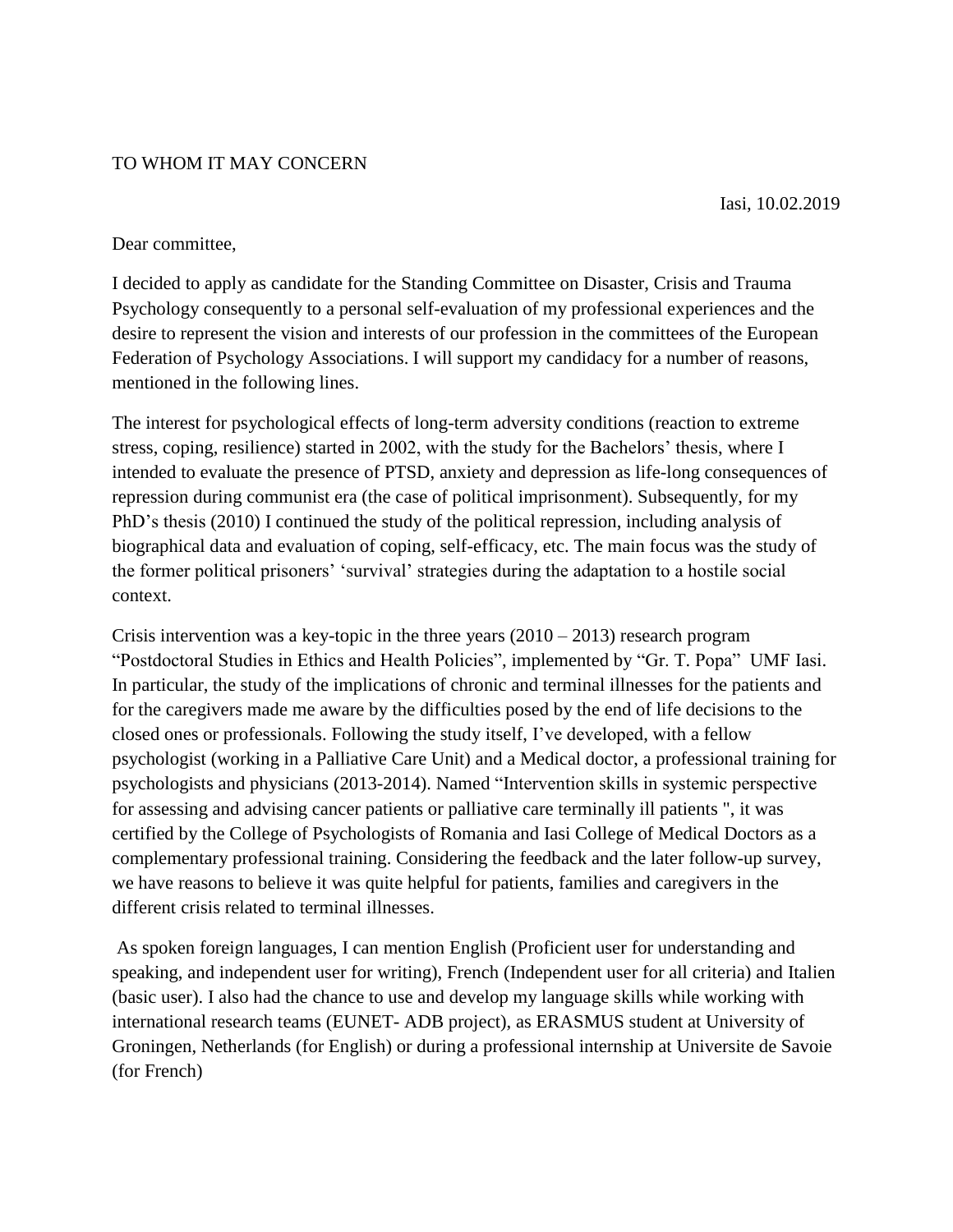TO WHOM IT MAY CONCERN

Iasi, 10.02.2019

Dear committee,

I decided to apply as candidate for the Standing Committee on Disaster, Crisis and Trauma Psychology consequently to a personal self-evaluation of my professional experiences and the desire to represent the vision and interests of our profession in the committees of the European Federation of Psychology Associations. I will support my candidacy for a number of reasons, mentioned in the following lines.

The interest for psychological effects of long-term adversity conditions (reaction to extreme stress, coping, resilience) started in 2002, with the study for the Bachelors' thesis, where I intended to evaluate the presence of PTSD, anxiety and depression as life-long consequences of repression during communist era (the case of political imprisonment). Subsequently, for my PhD's thesis (2010) I continued the study of the political repression, including analysis of biographical data and evaluation of coping, self-efficacy, etc. The main focus was the study of the former political prisoners' 'survival' strategies during the adaptation to a hostile social context.

Crisis intervention was a key-topic in the three years (2010 – 2013) research program "Postdoctoral Studies in Ethics and Health Policies", implemented by "Gr. T. Popa" UMF Iasi. In particular, the study of the implications of chronic and terminal illnesses for the patients and for the caregivers made me aware by the difficulties posed by the end of life decisions to the closed ones or professionals. Following the study itself, I've developed, with a fellow psychologist (working in a Palliative Care Unit) and a Medical doctor, a professional training for psychologists and physicians (2013-2014). Named "Intervention skills in systemic perspective for assessing and advising cancer patients or palliative care terminally ill patients ", it was certified by the College of Psychologists of Romania and Iasi College of Medical Doctors as a complementary professional training. Considering the feedback and the later follow-up survey, we have reasons to believe it was quite helpful for patients, families and caregivers in the different crisis related to terminal illnesses.

As spoken foreign languages, I can mention English (Proficient user for understanding and speaking, and independent user for writing), French (Independent user for all criteria) and Italien (basic user). I also had the chance to use and develop my language skills while working with international research teams (EUNET- ADB project), as ERASMUS student at University of Groningen, Netherlands (for English) or during a professional internship at Universite de Savoie (for French)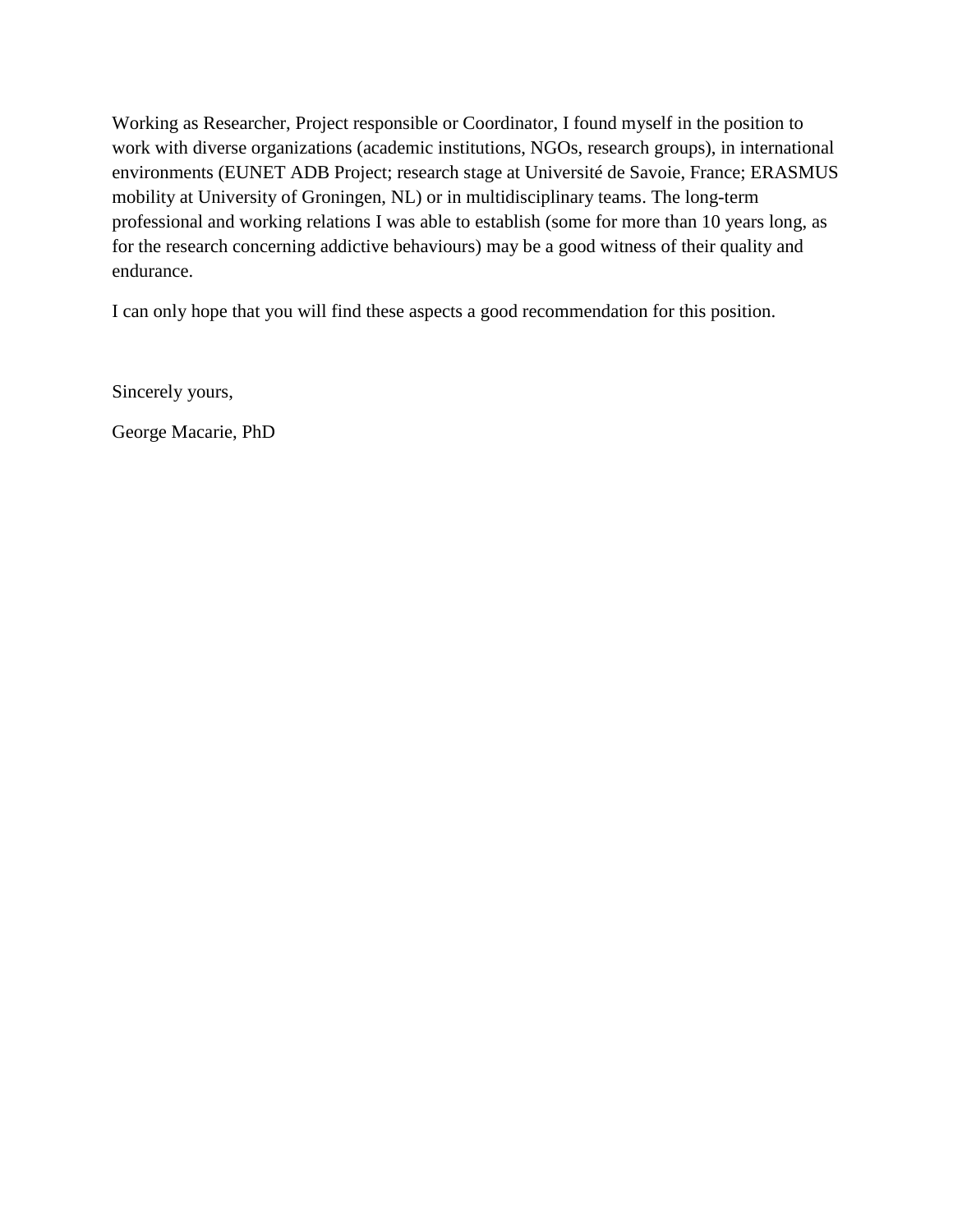Working as Researcher, Project responsible or Coordinator, I found myself in the position to work with diverse organizations (academic institutions, NGOs, research groups), in international environments (EUNET ADB Project; research stage at Université de Savoie, France; ERASMUS mobility at University of Groningen, NL) or in multidisciplinary teams. The long-term professional and working relations I was able to establish (some for more than 10 years long, as for the research concerning addictive behaviours) may be a good witness of their quality and endurance.

I can only hope that you will find these aspects a good recommendation for this position.

Sincerely yours,

George Macarie, PhD